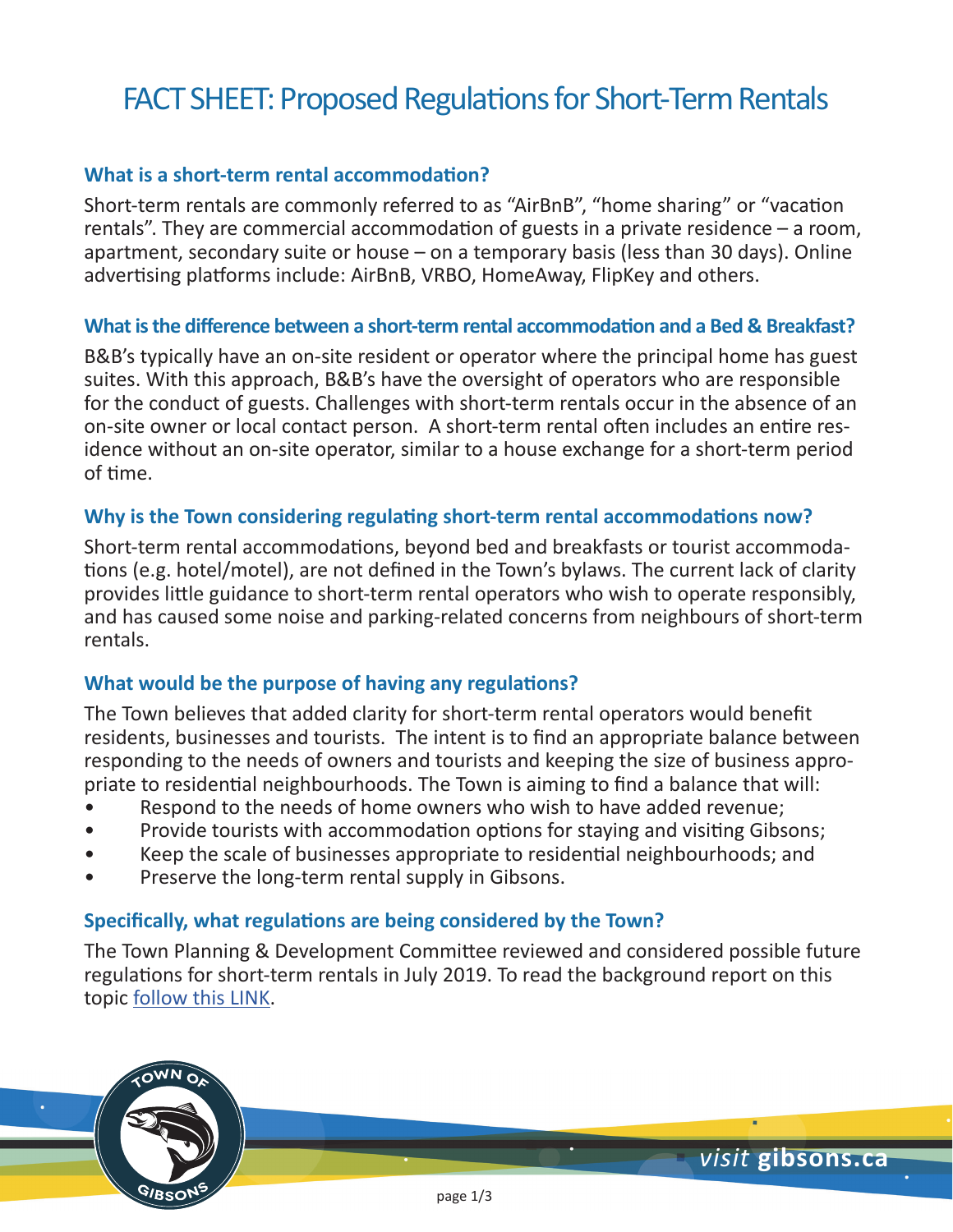# FACT SHEET: Proposed Regulations for Short-Term Rentals

### What is a short-term rental accommodation?

Short-term rentals are commonly referred to as "AirBnB", "home sharing" or "vacation rentals". They are commercial accommodation of guests in a private residence – a room, apartment, secondary suite or house – on a temporary basis (less than 30 days). Online advertising platforms include: AirBnB, VRBO, HomeAway, FlipKey and others.

### What is the difference between a short-term rental accommodation and a Bed & Breakfast?

B&B's typically have an on-site resident or operator where the principal home has guest suites. With this approach, B&B's have the oversight of operators who are responsible for the conduct of guests. Challenges with short-term rentals occur in the absence of an on-site owner or local contact person. A short-term rental often includes an entire residence without an on-site operator, similar to a house exchange for a short-term period of time.

### Why is the Town considering regulating short-term rental accommodations now?

Short-term rental accommodations, beyond bed and breakfasts or tourist accommodations (e.g. hotel/motel), are not defined in the Town's bylaws. The current lack of clarity provides little guidance to short-term rental operators who wish to operate responsibly, and has caused some noise and parking-related concerns from neighbours of short-term rentals.

### What would be the purpose of having any regulations?

The Town believes that added clarity for short-term rental operators would benefit residents, businesses and tourists. The intent is to find an appropriate balance between responding to the needs of owners and tourists and keeping the size of business appropriate to residential neighbourhoods. The Town is aiming to find a balance that will:

- Respond to the needs of home owners who wish to have added revenue;
- Provide tourists with accommodation options for staying and visiting Gibsons;
- Keep the scale of businesses appropriate to residential neighbourhoods; and
- Preserve the long-term rental supply in Gibsons.

### Specifically, what regulations are being considered by the Town?

The Town Planning & Development Committee reviewed and considered possible future regulations for short-term rentals in July 2019. To read the background report on this topic follow this LINK.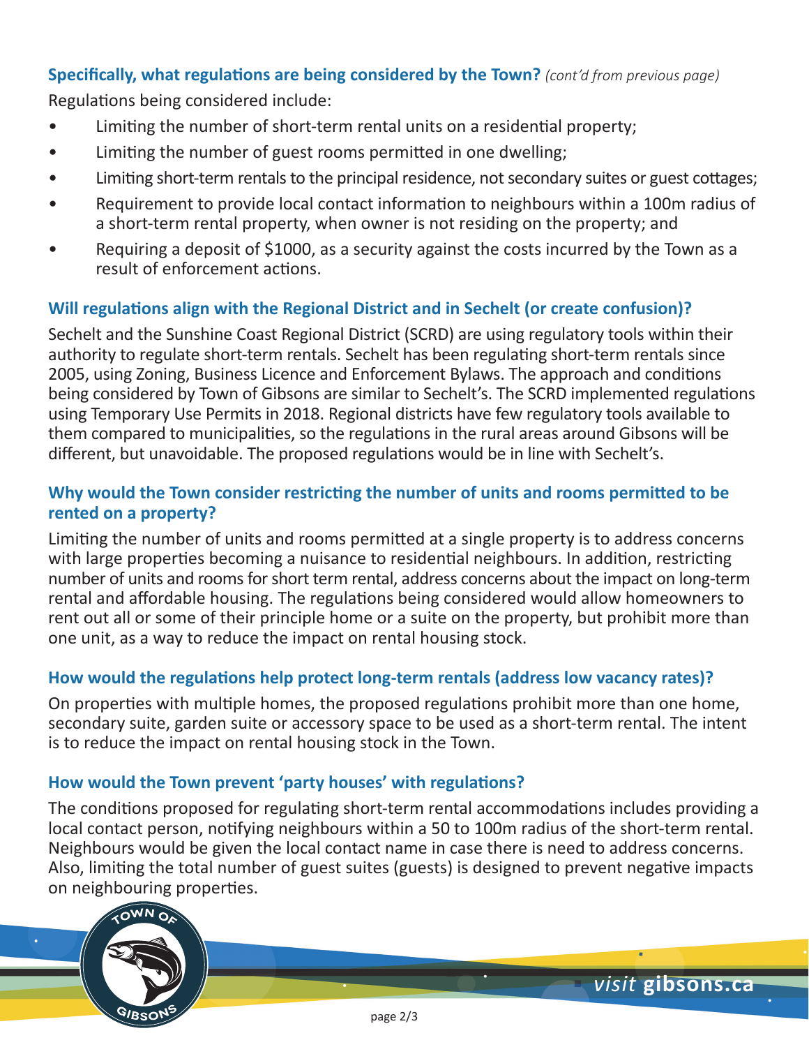### Specifically, what regulations are being considered by the Town? *(cont'd from previous page)*

Regulations being considered include:

- Limiting the number of short-term rental units on a residential property;
- Limiting the number of guest rooms permitted in one dwelling;
- Limiting short-term rentals to the principal residence, not secondary suites or guest cottages;
- Requirement to provide local contact information to neighbours within a 100m radius of a short-term rental property, when owner is not residing on the property; and
- Requiring a deposit of $1000, as a security against the costs incurred by the Town as a result of enforcement actions.

### Will regulations align with the Regional District and in Sechelt (or create confusion)?

Sechelt and the Sunshine Coast Regional District (SCRD) are using regulatory tools within their authority to regulate short-term rentals. Sechelt has been regulating short-term rentals since 2005, using Zoning, Business Licence and Enforcement Bylaws. The approach and conditions being considered by Town of Gibsons are similar to Sechelt's. The SCRD implemented regulations using Temporary Use Permits in 2018. Regional districts have few regulatory tools available to them compared to municipalities, so the regulations in the rural areas around Gibsons will be different, but unavoidable. The proposed regulations would be in line with Sechelt's.

### Why would the Town consider restricting the number of units and rooms permitted to be rented on a property?

Limiting the number of units and rooms permitted at a single property is to address concerns with large properties becoming a nuisance to residential neighbours. In addition, restricting number of units and rooms for short term rental, address concerns about the impact on long-term rental and affordable housing. The regulations being considered would allow homeowners to rent out all or some of their principle home or a suite on the property, but prohibit more than one unit, as a way to reduce the impact on rental housing stock.

### How would the regulations help protect long-term rentals (address low vacancy rates)?

On properties with multiple homes, the proposed regulations prohibit more than one home, secondary suite, garden suite or accessory space to be used as a short-term rental. The intent is to reduce the impact on rental housing stock in the Town.

### How would the Town prevent 'party houses' with regulations?

The conditions proposed for regulating short-term rental accommodations includes providing a local contact person, notifying neighbours within a 50 to 100m radius of the short-term rental. Neighbours would be given the local contact name in case there is need to address concerns. Also, limiting the total number of guest suites (guests) is designed to prevent negative impacts on neighbouring properties.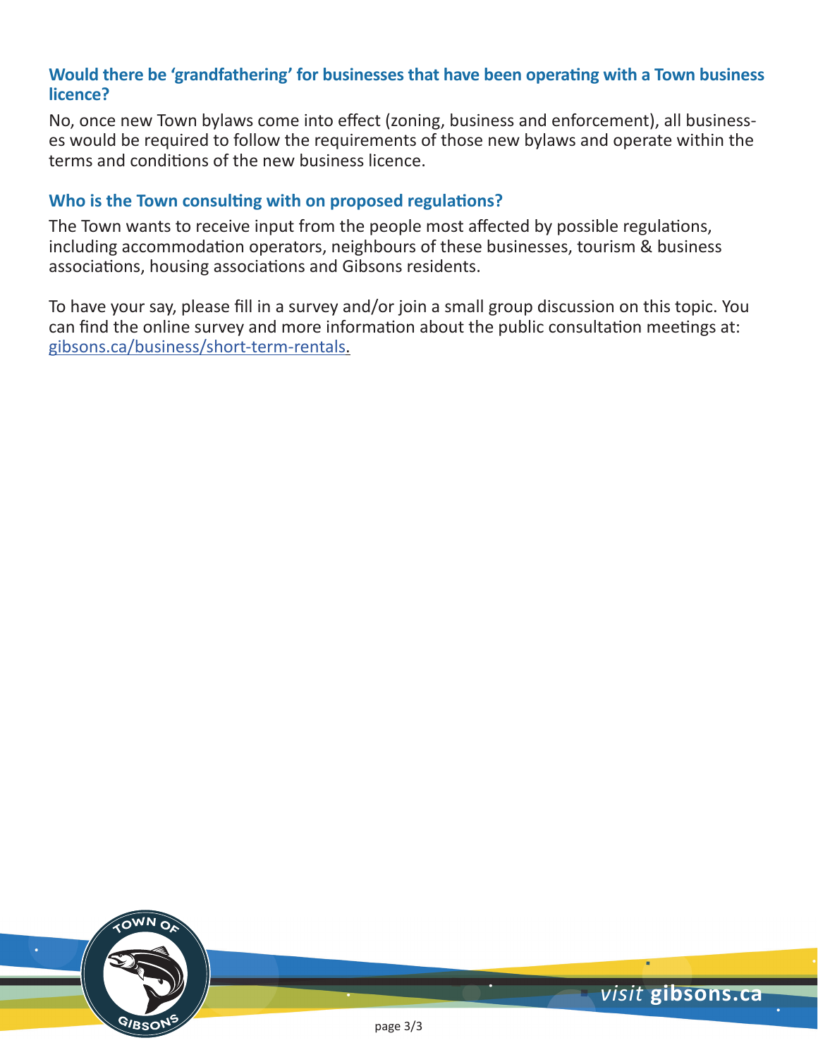### Would there be 'grandfathering' for businesses that have been operating with a Town business licence?

No, once new Town bylaws come into effect (zoning, business and enforcement), all businesses would be required to follow the requirements of those new bylaws and operate within the terms and conditions of the new business licence.

### Who is the Town consulting with on proposed regulations?

The Town wants to receive input from the people most affected by possible regulations, including accommodation operators, neighbours of these businesses, tourism & business associations, housing associations and Gibsons residents.

To have your say, please fill in a survey and/or join a small group discussion on this topic. You can find the online survey and more information about the public consultation meetings at: [gibsons.ca/business/short-term-rentals](gibsons.ca/business/short-term-rentals).

*visit* **gibsons.ca**